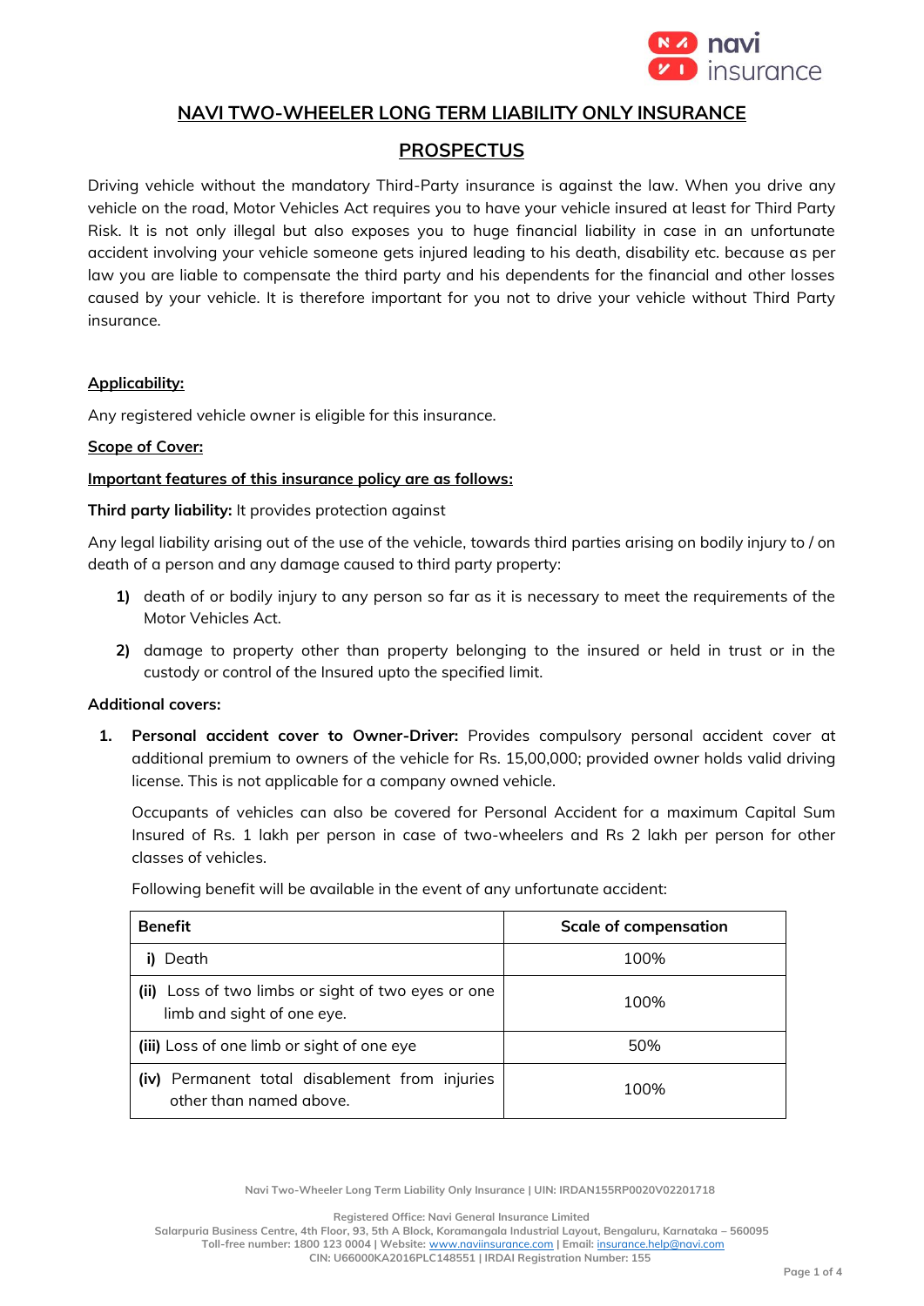# NAVI TWO-WHEELER LONG TERM LIABILITY ONLY INSURANCE

## PROSPECTUS

Driving vehicle without the mandatory Third-Party insurance is against the law. When you drive any vehicle on the road, Motor Vehicles Act requires you to have your vehicle insured at least for Third Party Risk. It is not only illegal but also exposes you to huge financial liability in case in an unfortunate accident involving your vehicle someone gets injured leading to his death, disability etc. because as per law you are liable to compensate the third party and his dependents for the financial and other losses caused by your vehicle. It is therefore important for you not to drive your vehicle without Third Party insurance.

### Applicability:

Any registered vehicle owner is eligible for this insurance.

### Scope of Cover:

**Important features of this insurance policy are as follows:**

**Third party liability:** It provides protection against

Any legal liability arising out of the use of the vehicle, towards third parties arising on bodily injury to / on death of a person and any damage caused to third party property:

1) death of or bodily injury to any person so far as it is necessary to meet the requirements of the Motor Vehicles Act.
2) damage to property other than property belonging to the insured or held in trust or in the custody or control of the Insured upto the specified limit.

**Additional covers:**

1. **Personal accident cover to Owner-Driver:** Provides compulsory personal accident cover at additional premium to owners of the vehicle for Rs. 15,00,000; provided owner holds valid driving license. This is not applicable for a company owned vehicle.

   Occupants of vehicles can also be covered for Personal Accident for a maximum Capital Sum Insured of Rs. 1 lakh per person in case of two-wheelers and Rs 2 lakh per person for other classes of vehicles.

   Following benefit will be available in the event of any unfortunate accident:

| Benefit | Scale of compensation |
|---|---|
| i) Death | 100% |
| (ii) Loss of two limbs or sight of two eyes or one limb and sight of one eye. | 100% |
| (iii) Loss of one limb or sight of one eye | 50% |
| (iv) Permanent total disablement from injuries other than named above. | 100% |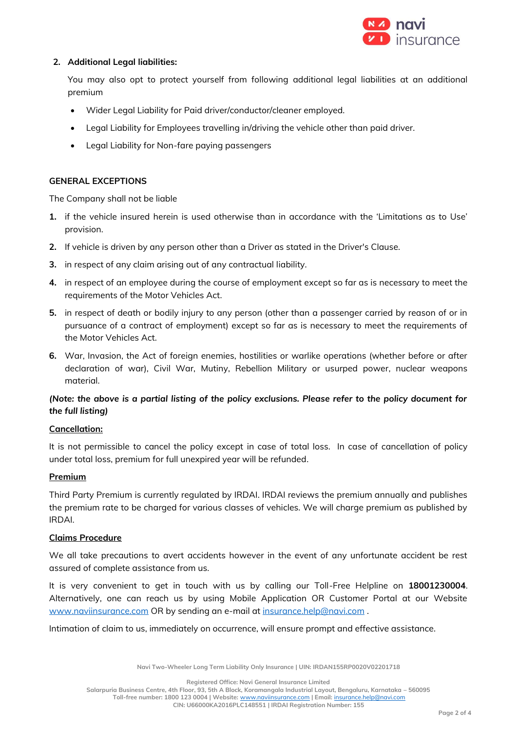2. **Additional Legal liabilities:**

   You may also opt to protect yourself from following additional legal liabilities at an additional premium

   - Wider Legal Liability for Paid driver/conductor/cleaner employed.
   - Legal Liability for Employees travelling in/driving the vehicle other than paid driver.
   - Legal Liability for Non-fare paying passengers

**GENERAL EXCEPTIONS**

The Company shall not be liable

1. if the vehicle insured herein is used otherwise than in accordance with the 'Limitations as to Use' provision.
2. If vehicle is driven by any person other than a Driver as stated in the Driver's Clause.
3. in respect of any claim arising out of any contractual liability.
4. in respect of an employee during the course of employment except so far as is necessary to meet the requirements of the Motor Vehicles Act.
5. in respect of death or bodily injury to any person (other than a passenger carried by reason of or in pursuance of a contract of employment) except so far as is necessary to meet the requirements of the Motor Vehicles Act.
6. War, Invasion, the Act of foreign enemies, hostilities or warlike operations (whether before or after declaration of war), Civil War, Mutiny, Rebellion Military or usurped power, nuclear weapons material.

***(Note: the above is a partial listing of the policy exclusions. Please refer to the policy document for the full listing)***

**Cancellation:**

It is not permissible to cancel the policy except in case of total loss. In case of cancellation of policy under total loss, premium for full unexpired year will be refunded.

**Premium**

Third Party Premium is currently regulated by IRDAI. IRDAI reviews the premium annually and publishes the premium rate to be charged for various classes of vehicles. We will charge premium as published by IRDAI.

**Claims Procedure**

We all take precautions to avert accidents however in the event of any unfortunate accident be rest assured of complete assistance from us.

It is very convenient to get in touch with us by calling our Toll-Free Helpline on **18001230004**. Alternatively, one can reach us by using Mobile Application OR Customer Portal at our Website www.naviinsurance.com OR by sending an e-mail at insurance.help@navi.com .

Intimation of claim to us, immediately on occurrence, will ensure prompt and effective assistance.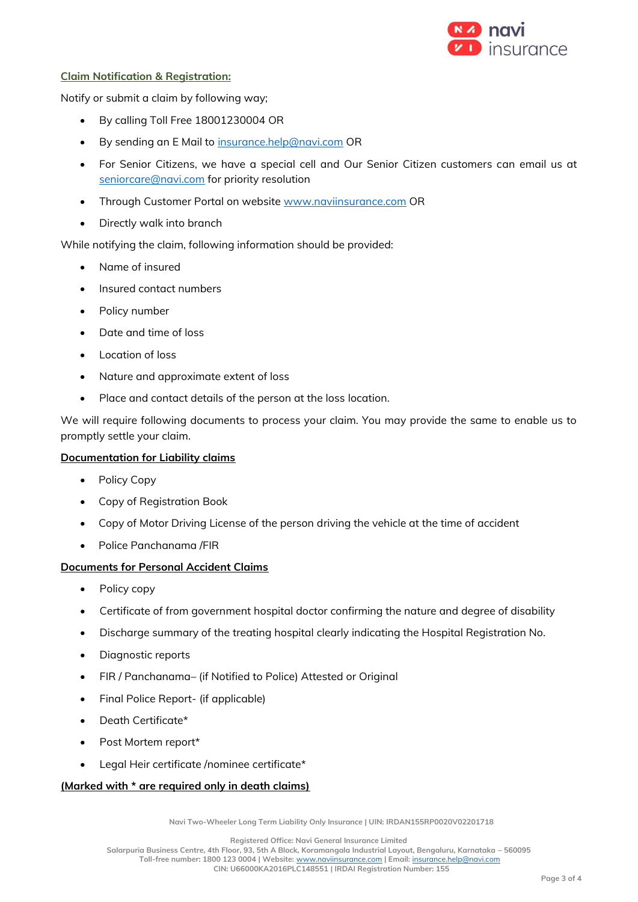**Claim Notification & Registration:**

Notify or submit a claim by following way;

- By calling Toll Free 18001230004 OR
- By sending an E Mail to insurance.help@navi.com OR
- For Senior Citizens, we have a special cell and Our Senior Citizen customers can email us at seniorcare@navi.com for priority resolution
- Through Customer Portal on website www.naviinsurance.com OR
- Directly walk into branch

While notifying the claim, following information should be provided:

- Name of insured
- Insured contact numbers
- Policy number
- Date and time of loss
- Location of loss
- Nature and approximate extent of loss
- Place and contact details of the person at the loss location.

We will require following documents to process your claim. You may provide the same to enable us to promptly settle your claim.

**Documentation for Liability claims**

- Policy Copy
- Copy of Registration Book
- Copy of Motor Driving License of the person driving the vehicle at the time of accident
- Police Panchanama /FIR

**Documents for Personal Accident Claims**

- Policy copy
- Certificate of from government hospital doctor confirming the nature and degree of disability
- Discharge summary of the treating hospital clearly indicating the Hospital Registration No.
- Diagnostic reports
- FIR / Panchanama– (if Notified to Police) Attested or Original
- Final Police Report- (if applicable)
- Death Certificate*
- Post Mortem report*
- Legal Heir certificate /nominee certificate*

**(Marked with * are required only in death claims)**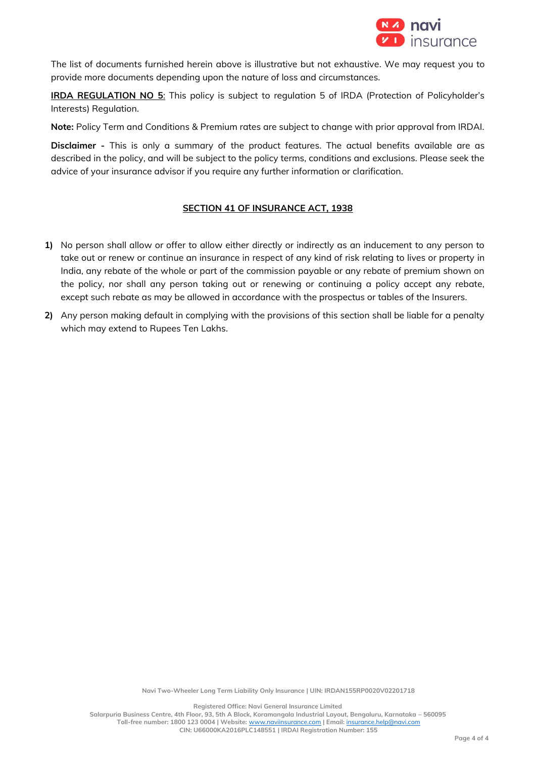The list of documents furnished herein above is illustrative but not exhaustive. We may request you to provide more documents depending upon the nature of loss and circumstances.

**IRDA REGULATION NO 5**: This policy is subject to regulation 5 of IRDA (Protection of Policyholder's Interests) Regulation.

**Note:** Policy Term and Conditions & Premium rates are subject to change with prior approval from IRDAI.

**Disclaimer -** This is only a summary of the product features. The actual benefits available are as described in the policy, and will be subject to the policy terms, conditions and exclusions. Please seek the advice of your insurance advisor if you require any further information or clarification.

## SECTION 41 OF INSURANCE ACT, 1938

1) No person shall allow or offer to allow either directly or indirectly as an inducement to any person to take out or renew or continue an insurance in respect of any kind of risk relating to lives or property in India, any rebate of the whole or part of the commission payable or any rebate of premium shown on the policy, nor shall any person taking out or renewing or continuing a policy accept any rebate, except such rebate as may be allowed in accordance with the prospectus or tables of the Insurers.
2) Any person making default in complying with the provisions of this section shall be liable for a penalty which may extend to Rupees Ten Lakhs.